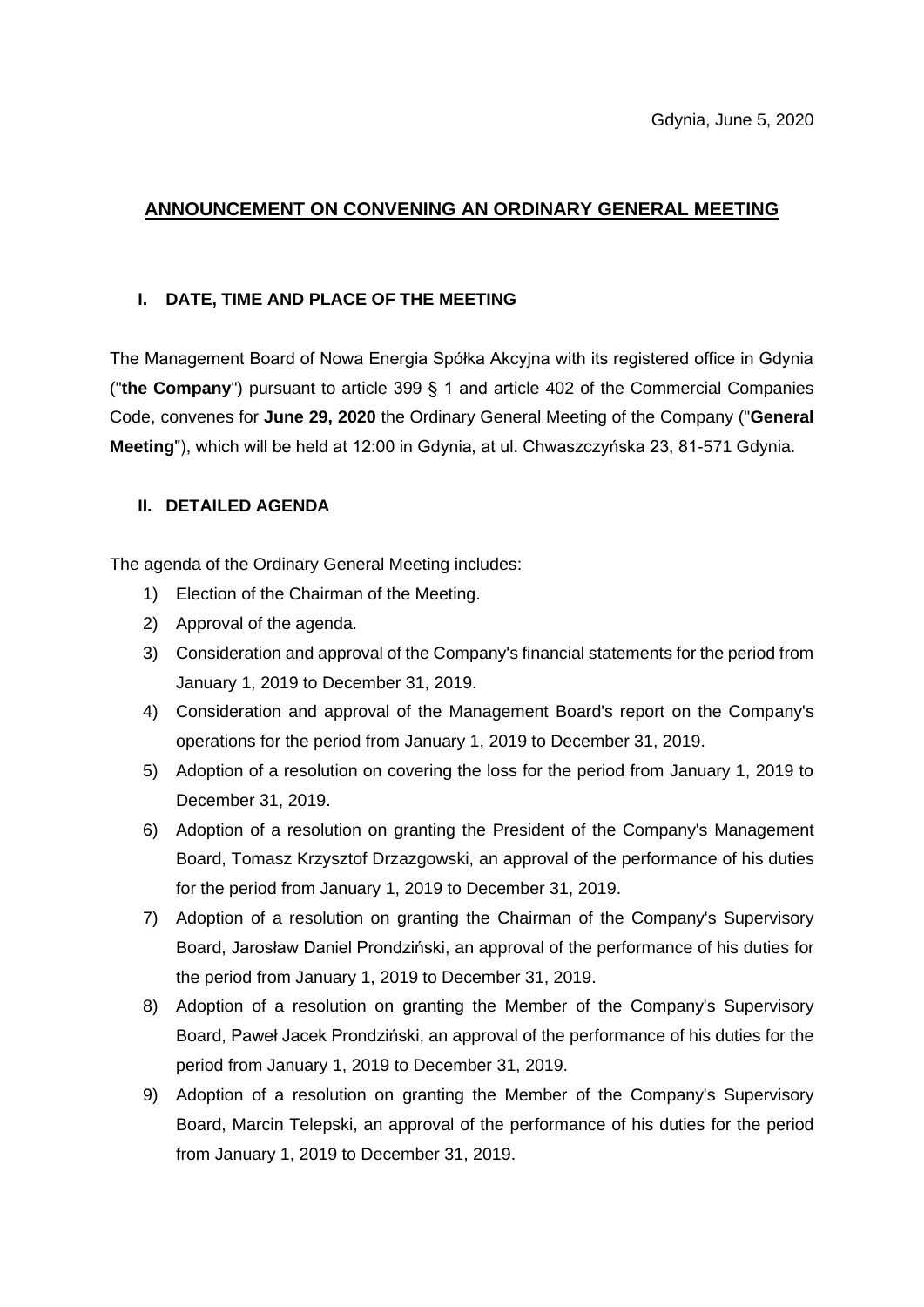Gdynia, June 5, 2020

# ANNOUNCEMENT ON CONVENING AN ORDINARY GENERAL MEETING

## I. DATE, TIME AND PLACE OF THE MEETING

The Management Board of Nowa Energia Spółka Akcyjna with its registered office in Gdynia ("**the Company**") pursuant to article 399 § 1 and article 402 of the Commercial Companies Code, convenes for **June 29, 2020** the Ordinary General Meeting of the Company ("**General Meeting**"), which will be held at 12:00 in Gdynia, at ul. Chwaszczyńska 23, 81-571 Gdynia.

## II. DETAILED AGENDA

The agenda of the Ordinary General Meeting includes:

1) Election of the Chairman of the Meeting.
2) Approval of the agenda.
3) Consideration and approval of the Company's financial statements for the period from January 1, 2019 to December 31, 2019.
4) Consideration and approval of the Management Board's report on the Company's operations for the period from January 1, 2019 to December 31, 2019.
5) Adoption of a resolution on covering the loss for the period from January 1, 2019 to December 31, 2019.
6) Adoption of a resolution on granting the President of the Company's Management Board, Tomasz Krzysztof Drzazgowski, an approval of the performance of his duties for the period from January 1, 2019 to December 31, 2019.
7) Adoption of a resolution on granting the Chairman of the Company's Supervisory Board, Jarosław Daniel Prondziński, an approval of the performance of his duties for the period from January 1, 2019 to December 31, 2019.
8) Adoption of a resolution on granting the Member of the Company's Supervisory Board, Paweł Jacek Prondziński, an approval of the performance of his duties for the period from January 1, 2019 to December 31, 2019.
9) Adoption of a resolution on granting the Member of the Company's Supervisory Board, Marcin Telepski, an approval of the performance of his duties for the period from January 1, 2019 to December 31, 2019.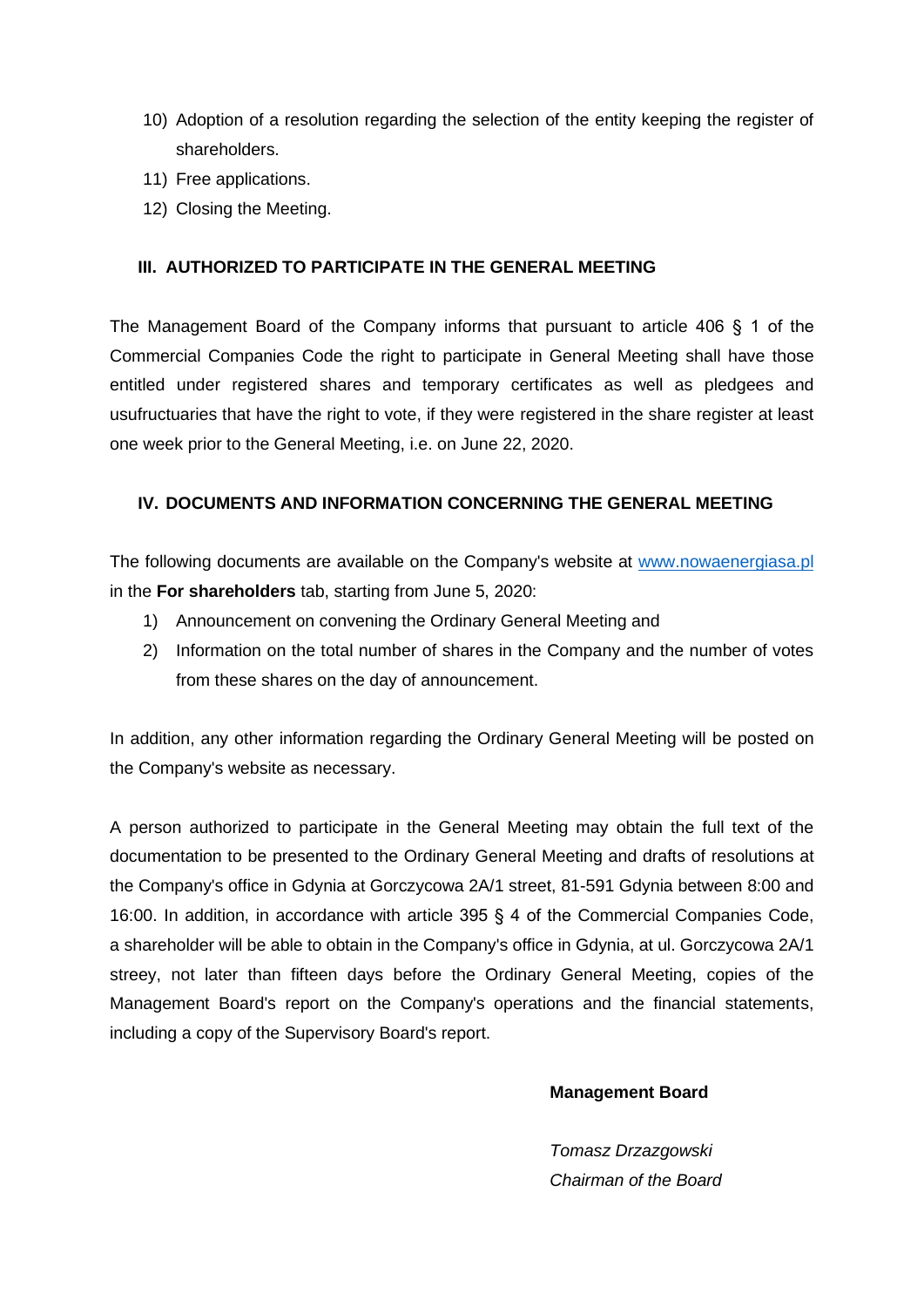10) Adoption of a resolution regarding the selection of the entity keeping the register of shareholders.
11) Free applications.
12) Closing the Meeting.

## III. AUTHORIZED TO PARTICIPATE IN THE GENERAL MEETING

The Management Board of the Company informs that pursuant to article 406 § 1 of the Commercial Companies Code the right to participate in General Meeting shall have those entitled under registered shares and temporary certificates as well as pledgees and usufructuaries that have the right to vote, if they were registered in the share register at least one week prior to the General Meeting, i.e. on June 22, 2020.

## IV. DOCUMENTS AND INFORMATION CONCERNING THE GENERAL MEETING

The following documents are available on the Company's website at www.nowaenergiasa.pl in the **For shareholders** tab, starting from June 5, 2020:

1) Announcement on convening the Ordinary General Meeting and
2) Information on the total number of shares in the Company and the number of votes from these shares on the day of announcement.

In addition, any other information regarding the Ordinary General Meeting will be posted on the Company's website as necessary.

A person authorized to participate in the General Meeting may obtain the full text of the documentation to be presented to the Ordinary General Meeting and drafts of resolutions at the Company's office in Gdynia at Gorczycowa 2A/1 street, 81-591 Gdynia between 8:00 and 16:00. In addition, in accordance with article 395 § 4 of the Commercial Companies Code, a shareholder will be able to obtain in the Company's office in Gdynia, at ul. Gorczycowa 2A/1 streey, not later than fifteen days before the Ordinary General Meeting, copies of the Management Board's report on the Company's operations and the financial statements, including a copy of the Supervisory Board's report.

**Management Board**

*Tomasz Drzazgowski*
*Chairman of the Board*